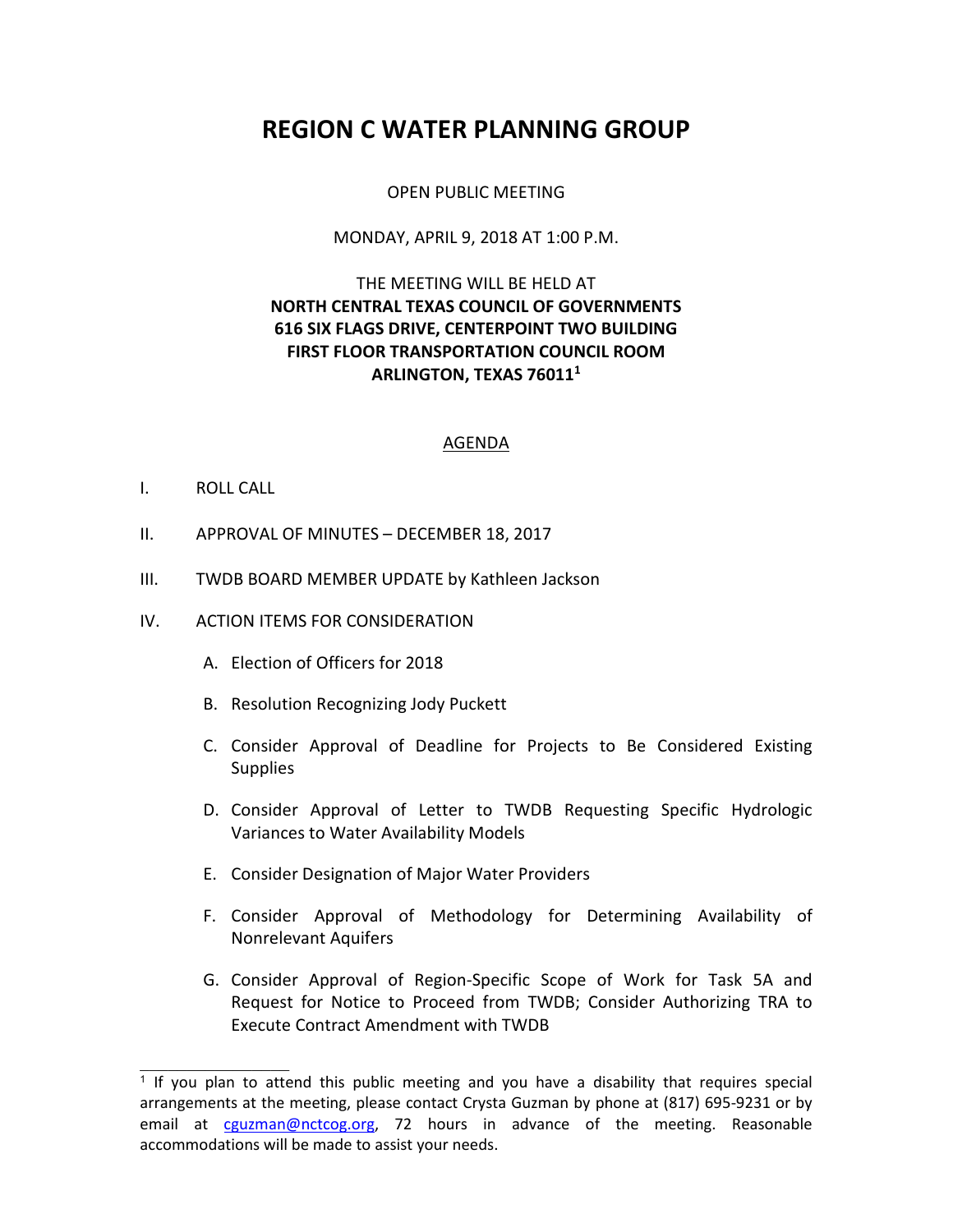# REGION C WATER PLANNING GROUP

OPEN PUBLIC MEETING

MONDAY, APRIL 9, 2018 AT 1:00 P.M.

THE MEETING WILL BE HELD AT
**NORTH CENTRAL TEXAS COUNCIL OF GOVERNMENTS**
**616 SIX FLAGS DRIVE, CENTERPOINT TWO BUILDING**
**FIRST FLOOR TRANSPORTATION COUNCIL ROOM**
**ARLINGTON, TEXAS 76011**[1]

## AGENDA

I. ROLL CALL

II. APPROVAL OF MINUTES – DECEMBER 18, 2017

III. TWDB BOARD MEMBER UPDATE by Kathleen Jackson

IV. ACTION ITEMS FOR CONSIDERATION

A. Election of Officers for 2018

B. Resolution Recognizing Jody Puckett

C. Consider Approval of Deadline for Projects to Be Considered Existing Supplies

D. Consider Approval of Letter to TWDB Requesting Specific Hydrologic Variances to Water Availability Models

E. Consider Designation of Major Water Providers

F. Consider Approval of Methodology for Determining Availability of Nonrelevant Aquifers

G. Consider Approval of Region-Specific Scope of Work for Task 5A and Request for Notice to Proceed from TWDB; Consider Authorizing TRA to Execute Contract Amendment with TWDB

---

[1] If you plan to attend this public meeting and you have a disability that requires special arrangements at the meeting, please contact Crysta Guzman by phone at (817) 695-9231 or by email at cguzman@nctcog.org, 72 hours in advance of the meeting. Reasonable accommodations will be made to assist your needs.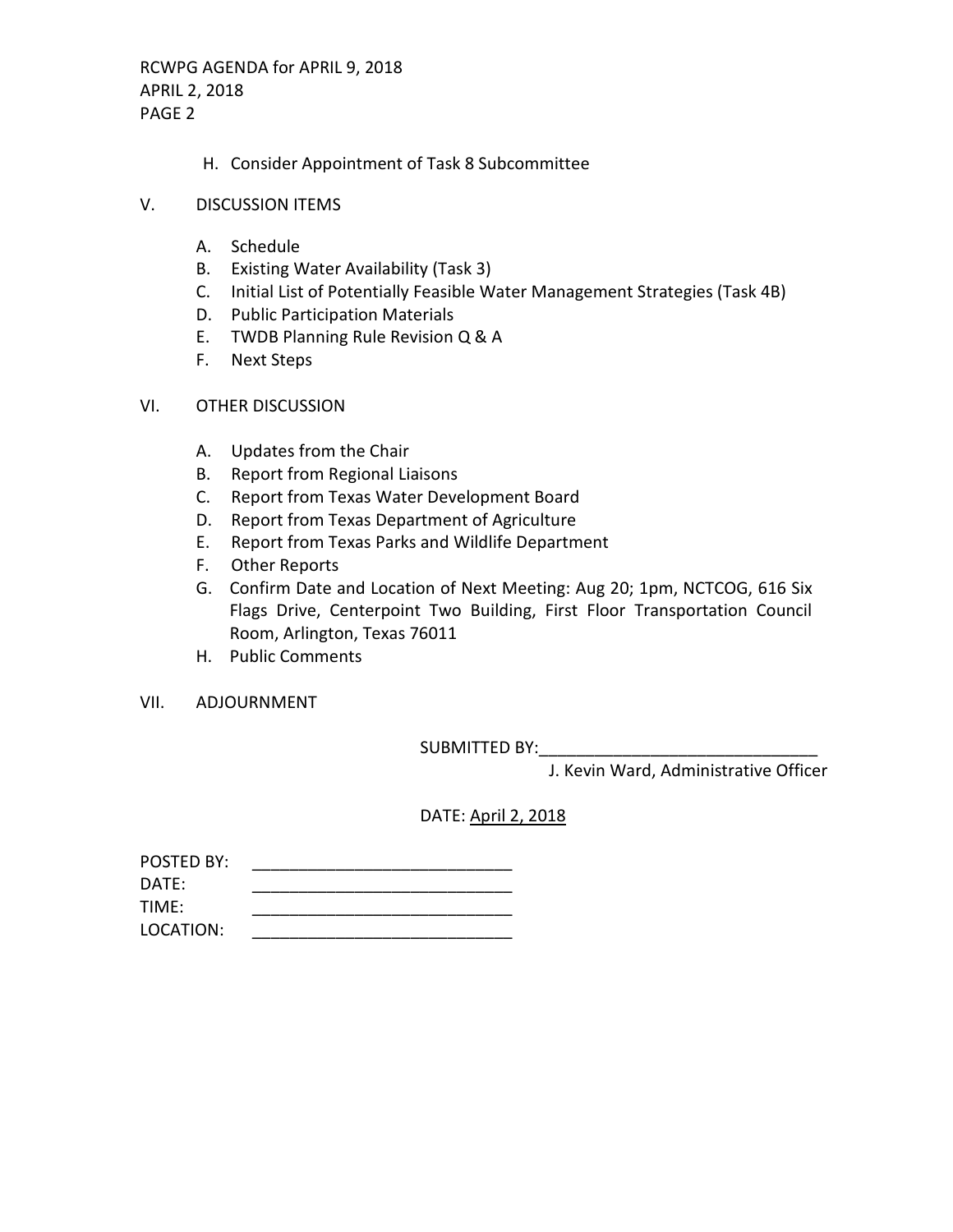H. Consider Appointment of Task 8 Subcommittee

V. DISCUSSION ITEMS

A. Schedule
B. Existing Water Availability (Task 3)
C. Initial List of Potentially Feasible Water Management Strategies (Task 4B)
D. Public Participation Materials
E. TWDB Planning Rule Revision Q & A
F. Next Steps

VI. OTHER DISCUSSION

A. Updates from the Chair
B. Report from Regional Liaisons
C. Report from Texas Water Development Board
D. Report from Texas Department of Agriculture
E. Report from Texas Parks and Wildlife Department
F. Other Reports
G. Confirm Date and Location of Next Meeting: Aug 20; 1pm, NCTCOG, 616 Six Flags Drive, Centerpoint Two Building, First Floor Transportation Council Room, Arlington, Texas 76011
H. Public Comments

VII. ADJOURNMENT

SUBMITTED BY:_______________________________
J. Kevin Ward, Administrative Officer

DATE: April 2, 2018

POSTED BY: ___________________________
DATE: ___________________________
TIME: ___________________________
LOCATION: ___________________________